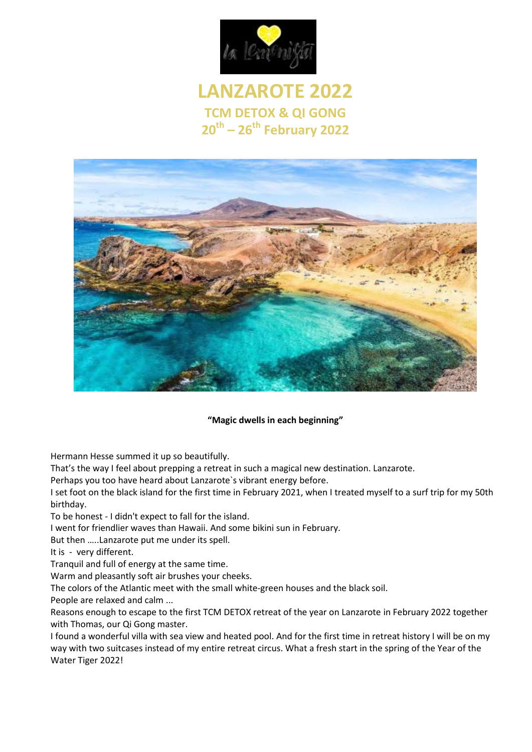# LANZAROTE 2022

## TCM DETOX & QI GONG

## 20th – 26th February 2022

**"Magic dwells in each beginning"**

Hermann Hesse summed it up so beautifully.
That's the way I feel about prepping a retreat in such a magical new destination. Lanzarote.
Perhaps you too have heard about Lanzarote`s vibrant energy before.
I set foot on the black island for the first time in February 2021, when I treated myself to a surf trip for my 50th birthday.
To be honest - I didn't expect to fall for the island.
I went for friendlier waves than Hawaii. And some bikini sun in February.
But then …..Lanzarote put me under its spell.
It is - very different.
Tranquil and full of energy at the same time.
Warm and pleasantly soft air brushes your cheeks.
The colors of the Atlantic meet with the small white-green houses and the black soil.
People are relaxed and calm ...
Reasons enough to escape to the first TCM DETOX retreat of the year on Lanzarote in February 2022 together with Thomas, our Qi Gong master.
I found a wonderful villa with sea view and heated pool. And for the first time in retreat history I will be on my way with two suitcases instead of my entire retreat circus. What a fresh start in the spring of the Year of the Water Tiger 2022!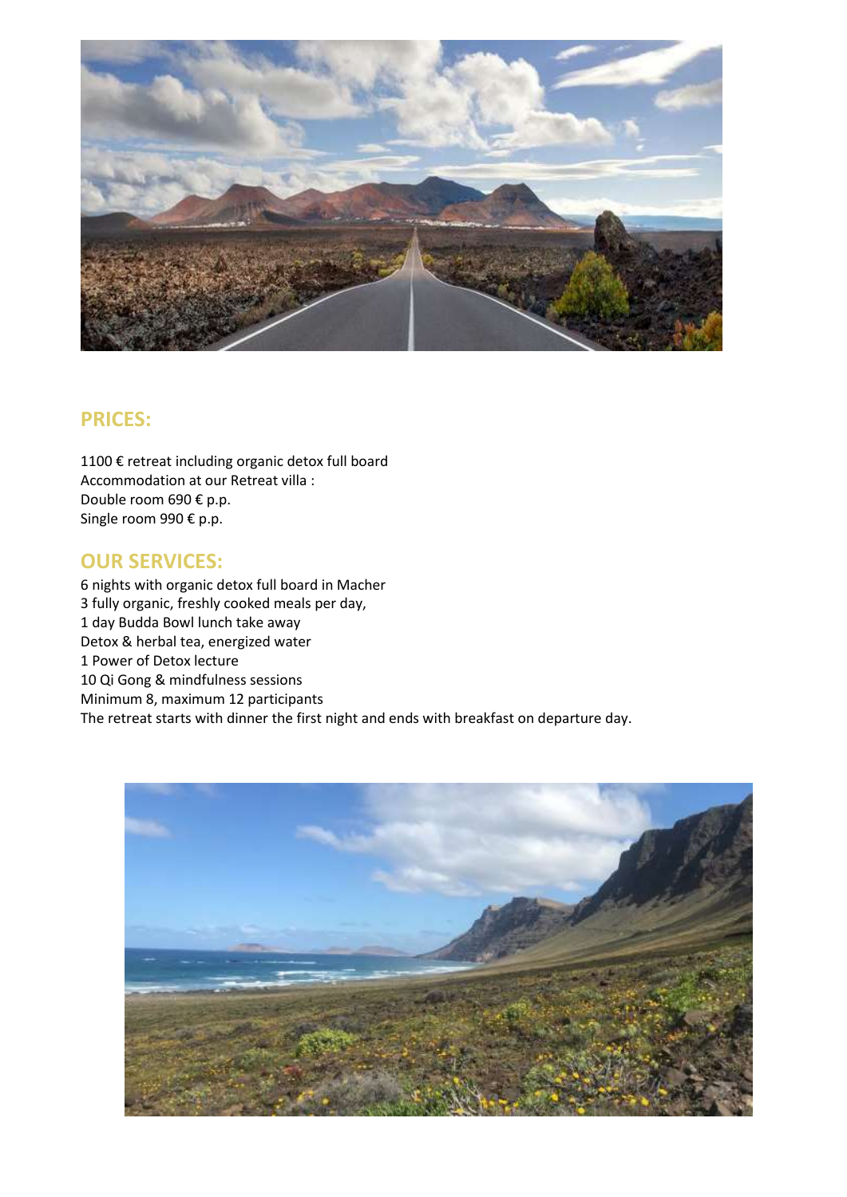## PRICES:

1100 € retreat including organic detox full board
Accommodation at our Retreat villa :
Double room 690 € p.p.
Single room 990 € p.p.

## OUR SERVICES:

6 nights with organic detox full board in Macher
3 fully organic, freshly cooked meals per day,
1 day Budda Bowl lunch take away
Detox & herbal tea, energized water
1 Power of Detox lecture
10 Qi Gong & mindfulness sessions
Minimum 8, maximum 12 participants
The retreat starts with dinner the first night and ends with breakfast on departure day.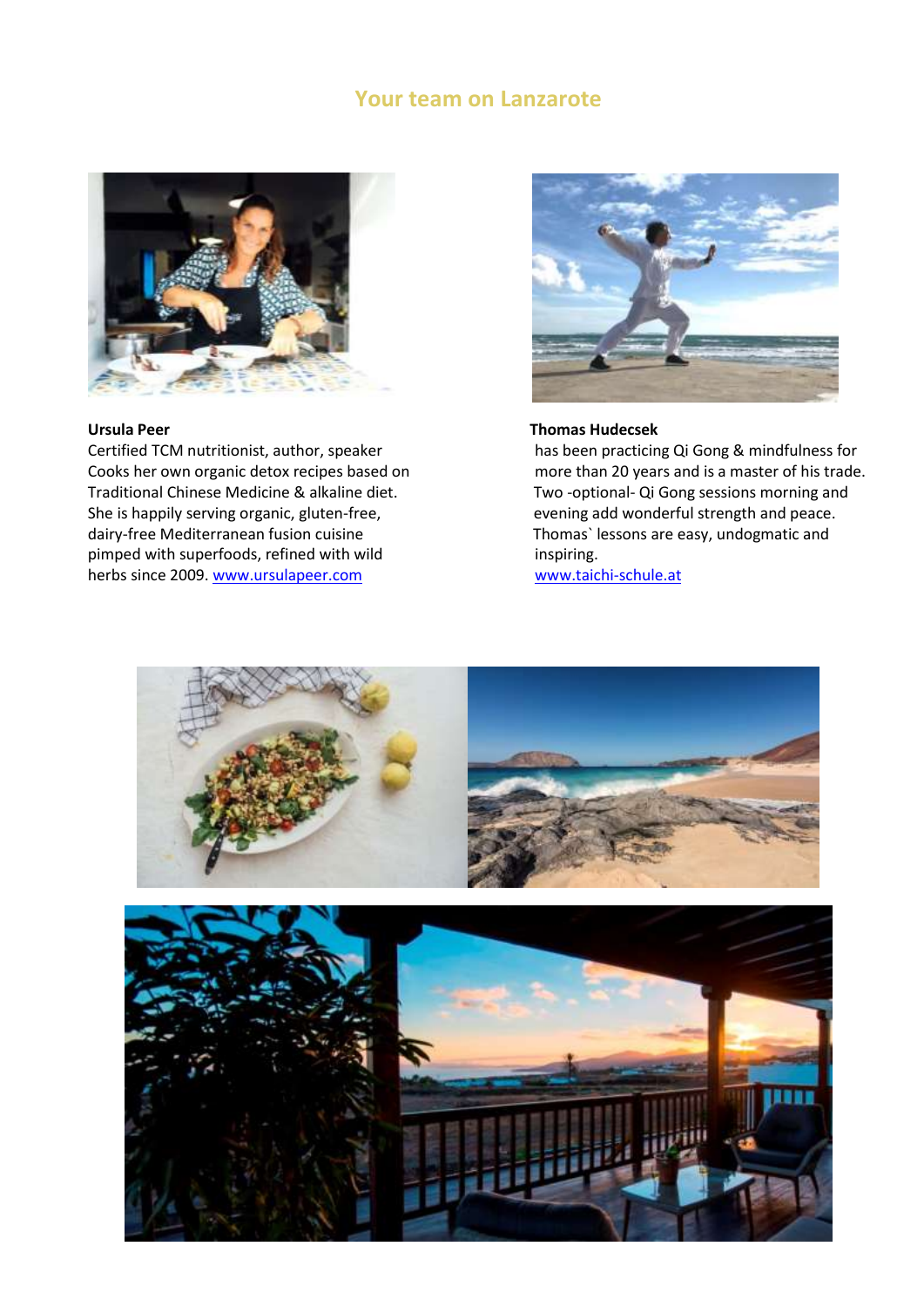## Your team on Lanzarote

**Ursula Peer**
Certified TCM nutritionist, author, speaker
Cooks her own organic detox recipes based on Traditional Chinese Medicine & alkaline diet. She is happily serving organic, gluten-free, dairy-free Mediterranean fusion cuisine pimped with superfoods, refined with wild herbs since 2009. www.ursulapeer.com

**Thomas Hudecsek**
has been practicing Qi Gong & mindfulness for more than 20 years and is a master of his trade. Two -optional- Qi Gong sessions morning and evening add wonderful strength and peace. Thomas` lessons are easy, undogmatic and inspiring.
www.taichi-schule.at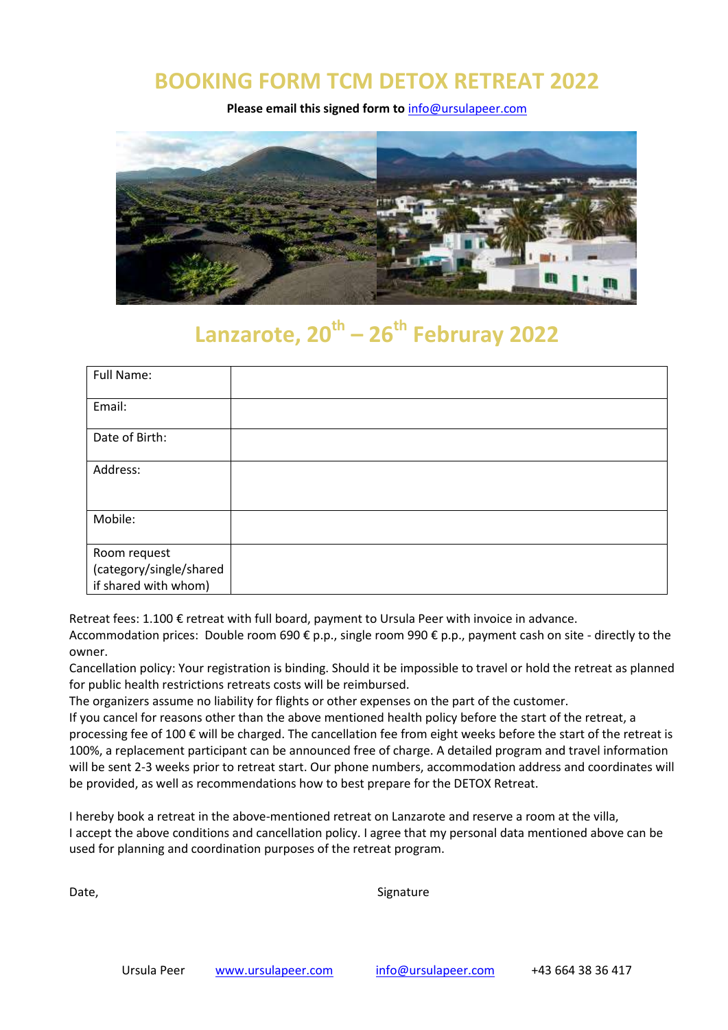# BOOKING FORM TCM DETOX RETREAT 2022

**Please email this signed form to** info@ursulapeer.com

## Lanzarote, 20th – 26th Februray 2022

| | |
|---|---|
| Full Name: | |
| Email: | |
| Date of Birth: | |
| Address: | |
| Mobile: | |
| Room request (category/single/shared if shared with whom) | |

Retreat fees: 1.100 € retreat with full board, payment to Ursula Peer with invoice in advance.
Accommodation prices: Double room 690 € p.p., single room 990 € p.p., payment cash on site - directly to the owner.
Cancellation policy: Your registration is binding. Should it be impossible to travel or hold the retreat as planned for public health restrictions retreats costs will be reimbursed.
The organizers assume no liability for flights or other expenses on the part of the customer.
If you cancel for reasons other than the above mentioned health policy before the start of the retreat, a processing fee of 100 € will be charged. The cancellation fee from eight weeks before the start of the retreat is 100%, a replacement participant can be announced free of charge. A detailed program and travel information will be sent 2-3 weeks prior to retreat start. Our phone numbers, accommodation address and coordinates will be provided, as well as recommendations how to best prepare for the DETOX Retreat.

I hereby book a retreat in the above-mentioned retreat on Lanzarote and reserve a room at the villa,
I accept the above conditions and cancellation policy. I agree that my personal data mentioned above can be used for planning and coordination purposes of the retreat program.

Date, Signature

Ursula Peer www.ursulapeer.com info@ursulapeer.com +43 664 38 36 417